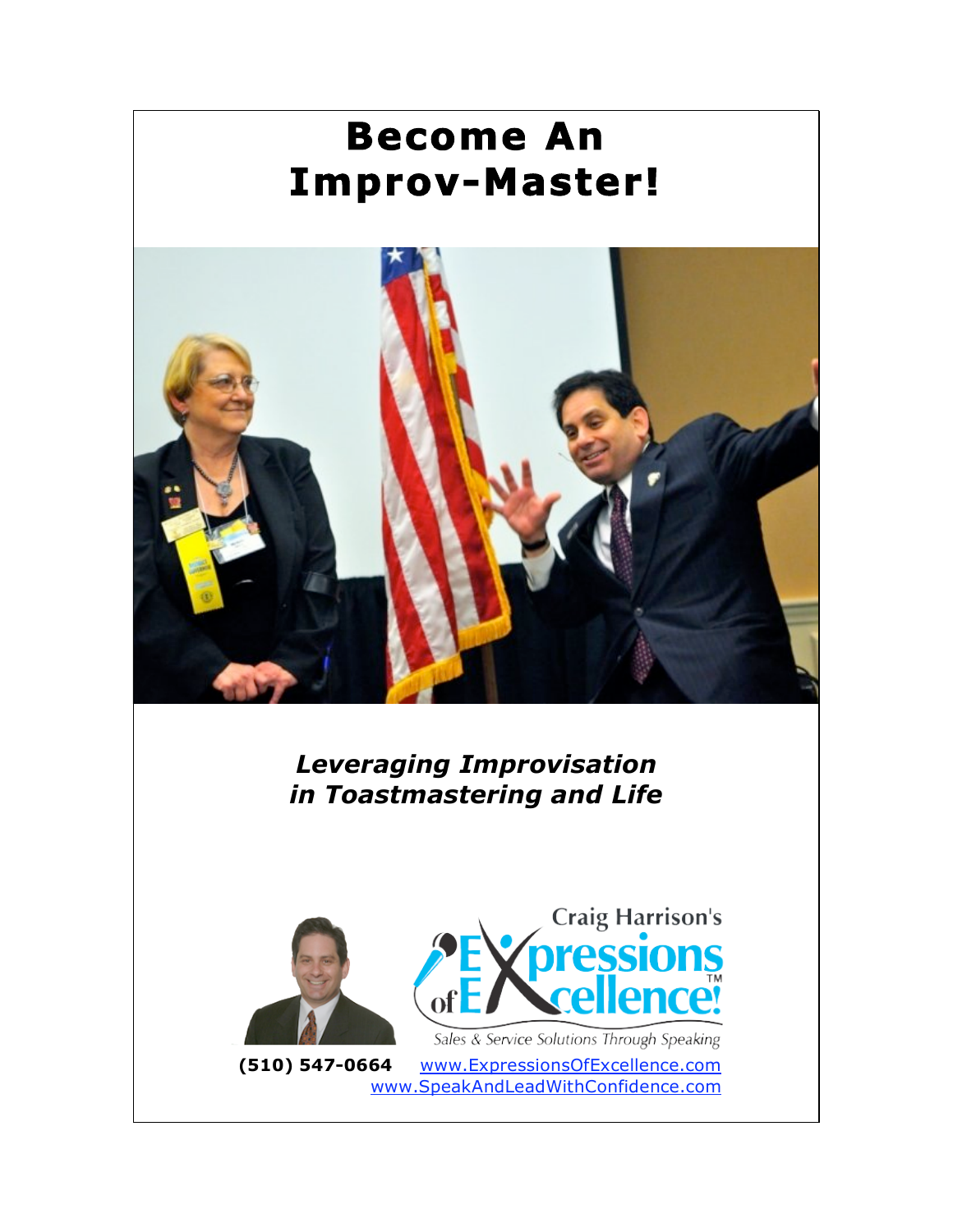# Become An Improv-Master!

***Leveraging Improvisation in Toastmastering and Life***

Craig Harrison's Expressions of Excellence!™

Sales & Service Solutions Through Speaking

**(510) 547-0664** www.ExpressionsOfExcellence.com

www.SpeakAndLeadWithConfidence.com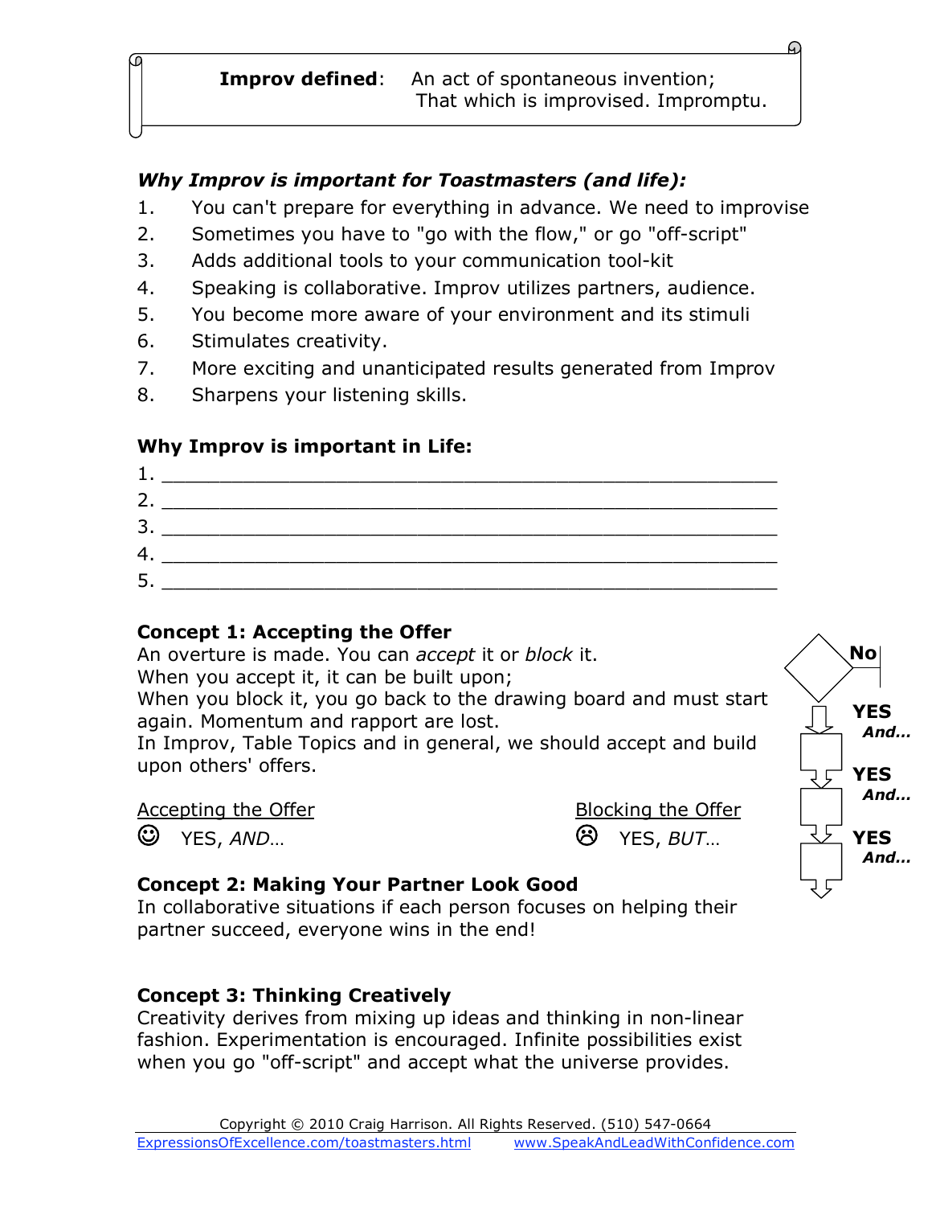**Improv defined**: An act of spontaneous invention; That which is improvised. Impromptu.

### *Why Improv is important for Toastmasters (and life):*

1. You can't prepare for everything in advance. We need to improvise
2. Sometimes you have to "go with the flow," or go "off-script"
3. Adds additional tools to your communication tool-kit
4. Speaking is collaborative. Improv utilizes partners, audience.
5. You become more aware of your environment and its stimuli
6. Stimulates creativity.
7. More exciting and unanticipated results generated from Improv
8. Sharpens your listening skills.

### Why Improv is important in Life:

1. ___________________________________________________
2. ___________________________________________________
3. ___________________________________________________
4. ___________________________________________________
5. ___________________________________________________

### Concept 1: Accepting the Offer

An overture is made. You can *accept* it or *block* it.
When you accept it, it can be built upon;
When you block it, you go back to the drawing board and must start again. Momentum and rapport are lost.
In Improv, Table Topics and in general, we should accept and build upon others' offers.

| Accepting the Offer | Blocking the Offer |
|---|---|
| ☺ YES, *AND…* | ☹ YES, *BUT…* |

No
**YES** ***And…***
**YES** ***And…***
**YES** ***And…***

### Concept 2: Making Your Partner Look Good

In collaborative situations if each person focuses on helping their partner succeed, everyone wins in the end!

### Concept 3: Thinking Creatively

Creativity derives from mixing up ideas and thinking in non-linear fashion. Experimentation is encouraged. Infinite possibilities exist when you go "off-script" and accept what the universe provides.

Copyright © 2010 Craig Harrison. All Rights Reserved. (510) 547-0664
ExpressionsOfExcellence.com/toastmasters.html www.SpeakAndLeadWithConfidence.com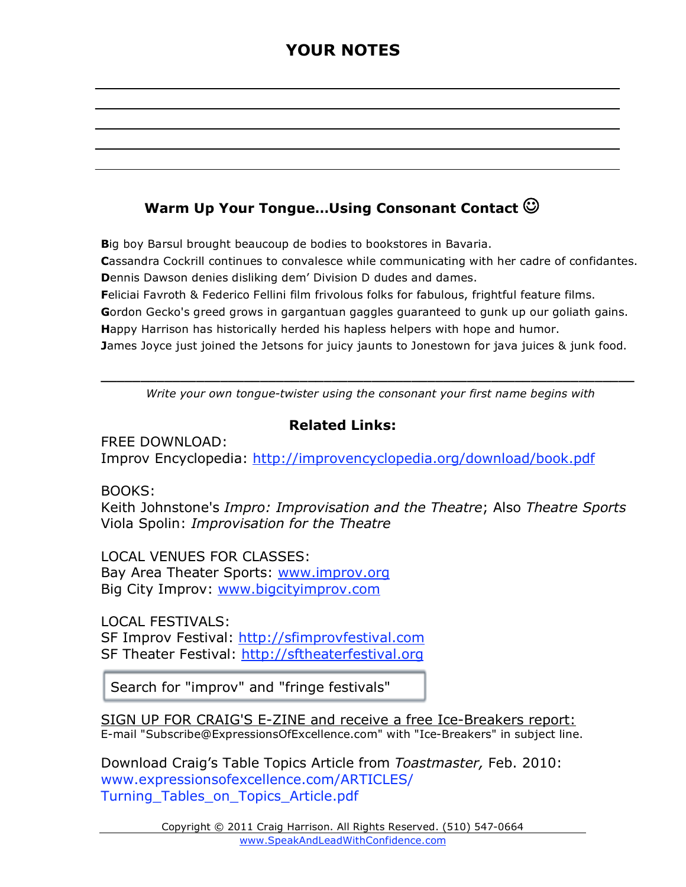## YOUR NOTES

\_\_\_\_\_\_\_\_\_\_\_\_\_\_\_\_\_\_\_\_\_\_\_\_\_\_\_\_\_\_\_\_\_\_\_\_\_\_\_\_\_\_\_\_\_\_\_\_\_\_\_\_\_\_\_\_\_\_\_\_

\_\_\_\_\_\_\_\_\_\_\_\_\_\_\_\_\_\_\_\_\_\_\_\_\_\_\_\_\_\_\_\_\_\_\_\_\_\_\_\_\_\_\_\_\_\_\_\_\_\_\_\_\_\_\_\_\_\_\_\_

\_\_\_\_\_\_\_\_\_\_\_\_\_\_\_\_\_\_\_\_\_\_\_\_\_\_\_\_\_\_\_\_\_\_\_\_\_\_\_\_\_\_\_\_\_\_\_\_\_\_\_\_\_\_\_\_\_\_\_\_

\_\_\_\_\_\_\_\_\_\_\_\_\_\_\_\_\_\_\_\_\_\_\_\_\_\_\_\_\_\_\_\_\_\_\_\_\_\_\_\_\_\_\_\_\_\_\_\_\_\_\_\_\_\_\_\_\_\_\_\_

\_\_\_\_\_\_\_\_\_\_\_\_\_\_\_\_\_\_\_\_\_\_\_\_\_\_\_\_\_\_\_\_\_\_\_\_\_\_\_\_\_\_\_\_\_\_\_\_\_\_\_\_\_\_\_\_\_\_\_\_

### Warm Up Your Tongue…Using Consonant Contact ☺

**B**ig boy Barsul brought beaucoup de bodies to bookstores in Bavaria.
**C**assandra Cockrill continues to convalesce while communicating with her cadre of confidantes.
**D**ennis Dawson denies disliking dem' Division D dudes and dames.
**F**eliciai Favroth & Federico Fellini film frivolous folks for fabulous, frightful feature films.
**G**ordon Gecko's greed grows in gargantuan gaggles guaranteed to gunk up our goliath gains.
**H**appy Harrison has historically herded his hapless helpers with hope and humor.
**J**ames Joyce just joined the Jetsons for juicy jaunts to Jonestown for java juices & junk food.

\_\_\_\_\_\_\_\_\_\_\_\_\_\_\_\_\_\_\_\_\_\_\_\_\_\_\_\_\_\_\_\_\_\_\_\_\_\_\_\_\_\_\_\_\_\_\_\_\_\_\_\_\_\_\_\_\_\_\_\_

*Write your own tongue-twister using the consonant your first name begins with*

### Related Links:

FREE DOWNLOAD:
Improv Encyclopedia: http://improvencyclopedia.org/download/book.pdf

BOOKS:
Keith Johnstone's *Impro: Improvisation and the Theatre*; Also *Theatre Sports*
Viola Spolin: *Improvisation for the Theatre*

LOCAL VENUES FOR CLASSES:
Bay Area Theater Sports: www.improv.org
Big City Improv: www.bigcityimprov.com

LOCAL FESTIVALS:
SF Improv Festival: http://sfimprovfestival.com
SF Theater Festival: http://sftheaterfestival.org

Search for "improv" and "fringe festivals"

SIGN UP FOR CRAIG'S E-ZINE and receive a free Ice-Breakers report:
E-mail "Subscribe@ExpressionsOfExcellence.com" with "Ice-Breakers" in subject line.

Download Craig's Table Topics Article from *Toastmaster,* Feb. 2010:
www.expressionsofexcellence.com/ARTICLES/Turning_Tables_on_Topics_Article.pdf

Copyright © 2011 Craig Harrison. All Rights Reserved. (510) 547-0664
www.SpeakAndLeadWithConfidence.com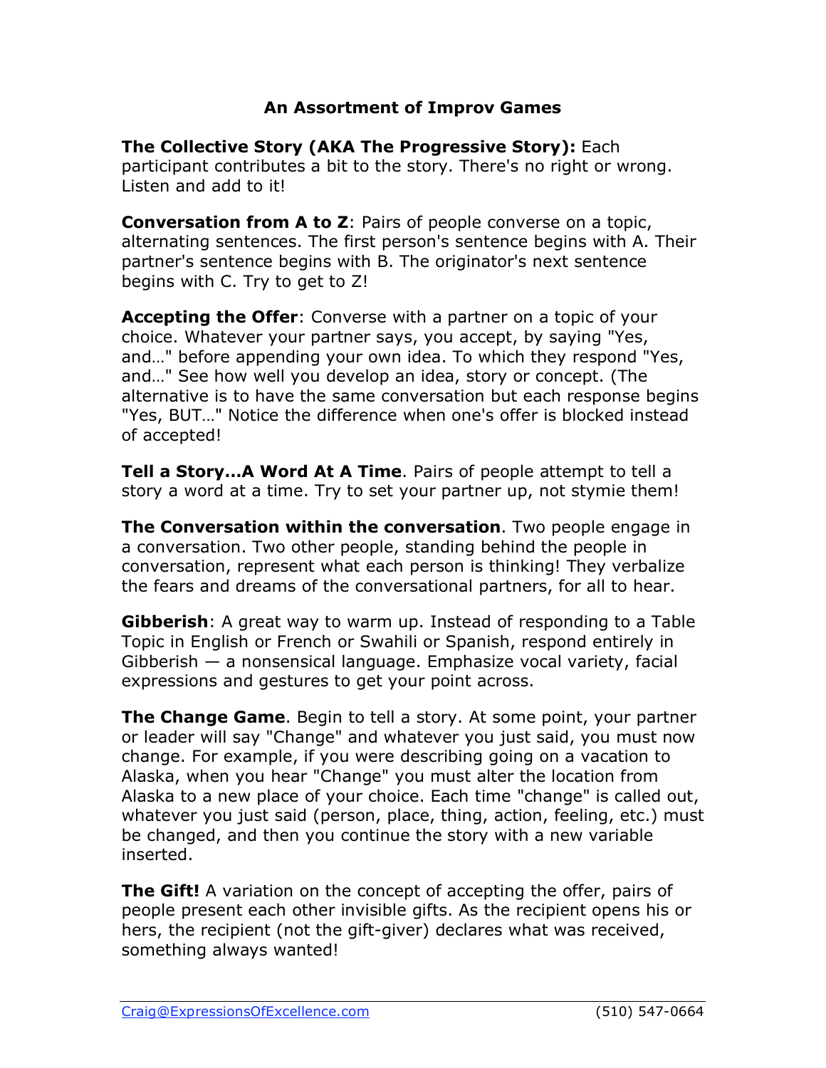**An Assortment of Improv Games**

**The Collective Story (AKA The Progressive Story):** Each participant contributes a bit to the story. There's no right or wrong. Listen and add to it!

**Conversation from A to Z**: Pairs of people converse on a topic, alternating sentences. The first person's sentence begins with A. Their partner's sentence begins with B. The originator's next sentence begins with C. Try to get to Z!

**Accepting the Offer**: Converse with a partner on a topic of your choice. Whatever your partner says, you accept, by saying "Yes, and…" before appending your own idea. To which they respond "Yes, and…" See how well you develop an idea, story or concept. (The alternative is to have the same conversation but each response begins "Yes, BUT…" Notice the difference when one's offer is blocked instead of accepted!

**Tell a Story…A Word At A Time**. Pairs of people attempt to tell a story a word at a time. Try to set your partner up, not stymie them!

**The Conversation within the conversation**. Two people engage in a conversation. Two other people, standing behind the people in conversation, represent what each person is thinking! They verbalize the fears and dreams of the conversational partners, for all to hear.

**Gibberish**: A great way to warm up. Instead of responding to a Table Topic in English or French or Swahili or Spanish, respond entirely in Gibberish — a nonsensical language. Emphasize vocal variety, facial expressions and gestures to get your point across.

**The Change Game**. Begin to tell a story. At some point, your partner or leader will say "Change" and whatever you just said, you must now change. For example, if you were describing going on a vacation to Alaska, when you hear "Change" you must alter the location from Alaska to a new place of your choice. Each time "change" is called out, whatever you just said (person, place, thing, action, feeling, etc.) must be changed, and then you continue the story with a new variable inserted.

**The Gift!** A variation on the concept of accepting the offer, pairs of people present each other invisible gifts. As the recipient opens his or hers, the recipient (not the gift-giver) declares what was received, something always wanted!